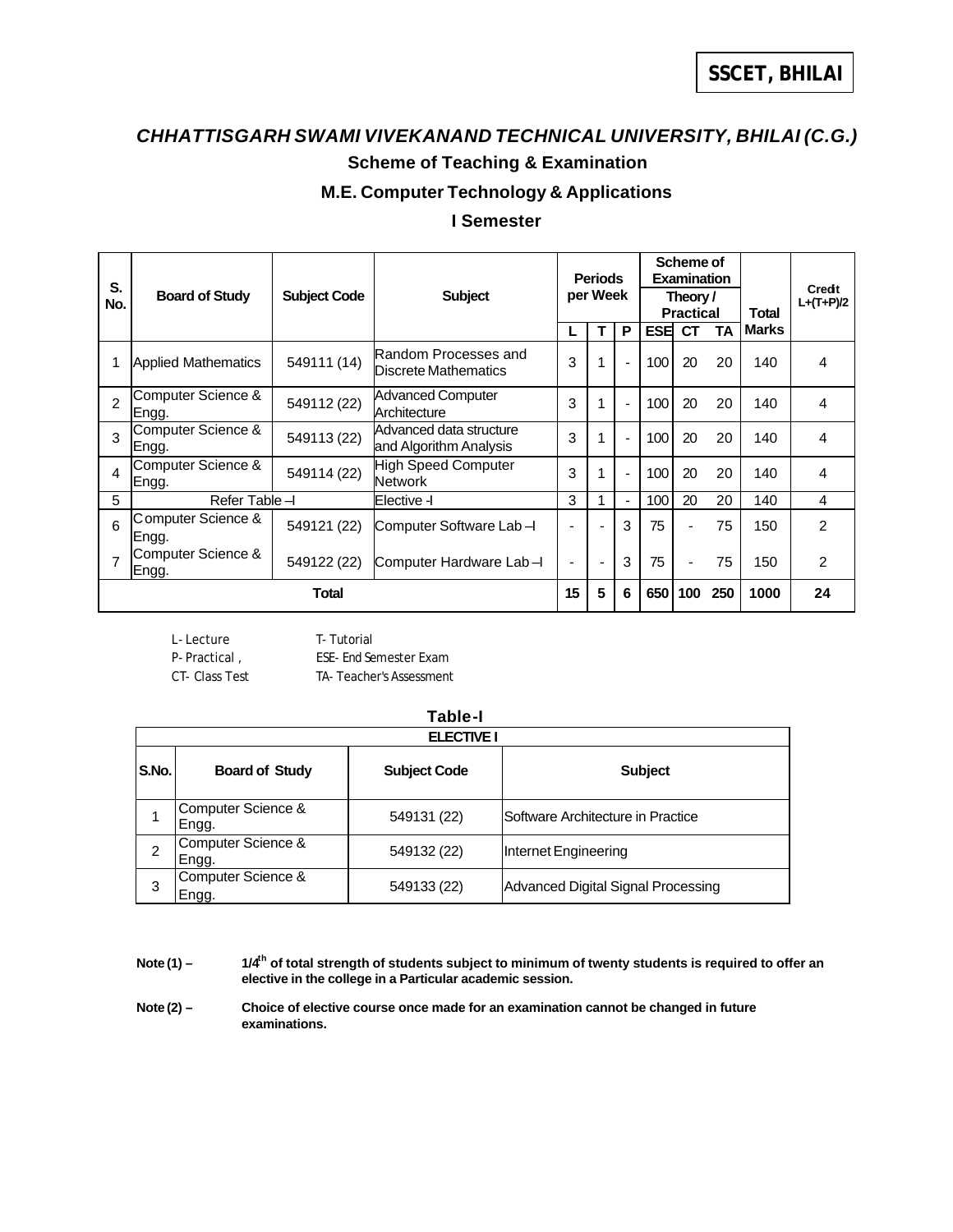SSCET, BHILAI

# *CHHATTISGARH SWAMI VIVEKANAND TECHNICAL UNIVERSITY, BHILAI (C.G.)*

## Scheme of Teaching & Examination

## M.E. Computer Technology & Applications

## I Semester

| S. No. | Board of Study | Subject Code | Subject | Periods per Week | | | Scheme of Examination Theory / Practical | | | Total Marks | Credit L+(T+P)/2 |
|---|---|---|---|---|---|---|---|---|---|---|---|
| | | | | L | T | P | ESE | CT | TA | | |
| 1 | Applied Mathematics | 549111 (14) | Random Processes and Discrete Mathematics | 3 | 1 | - | 100 | 20 | 20 | 140 | 4 |
| 2 | Computer Science & Engg. | 549112 (22) | Advanced Computer Architecture | 3 | 1 | - | 100 | 20 | 20 | 140 | 4 |
| 3 | Computer Science & Engg. | 549113 (22) | Advanced data structure and Algorithm Analysis | 3 | 1 | - | 100 | 20 | 20 | 140 | 4 |
| 4 | Computer Science & Engg. | 549114 (22) | High Speed Computer Network | 3 | 1 | - | 100 | 20 | 20 | 140 | 4 |
| 5 | Refer Table –I | | Elective -I | 3 | 1 | - | 100 | 20 | 20 | 140 | 4 |
| 6 | Computer Science & Engg. | 549121 (22) | Computer Software Lab –I | - | - | 3 | 75 | - | 75 | 150 | 2 |
| 7 | Computer Science & Engg. | 549122 (22) | Computer Hardware Lab –I | - | - | 3 | 75 | - | 75 | 150 | 2 |
| **Total** | | | | **15** | **5** | **6** | **650** | **100** | **250** | **1000** | **24** |

L- Lecture    T- Tutorial
P- Practical ,    ESE- End Semester Exam
CT- Class Test    TA- Teacher's Assessment

**Table-I**

| **ELECTIVE I** | | | |
|---|---|---|---|
| **S.No.** | **Board of Study** | **Subject Code** | **Subject** |
| 1 | Computer Science & Engg. | 549131 (22) | Software Architecture in Practice |
| 2 | Computer Science & Engg. | 549132 (22) | Internet Engineering |
| 3 | Computer Science & Engg. | 549133 (22) | Advanced Digital Signal Processing |

**Note (1) –** **$1/4^{th}$ of total strength of students subject to minimum of twenty students is required to offer an elective in the college in a Particular academic session.**

**Note (2) –** **Choice of elective course once made for an examination cannot be changed in future examinations.**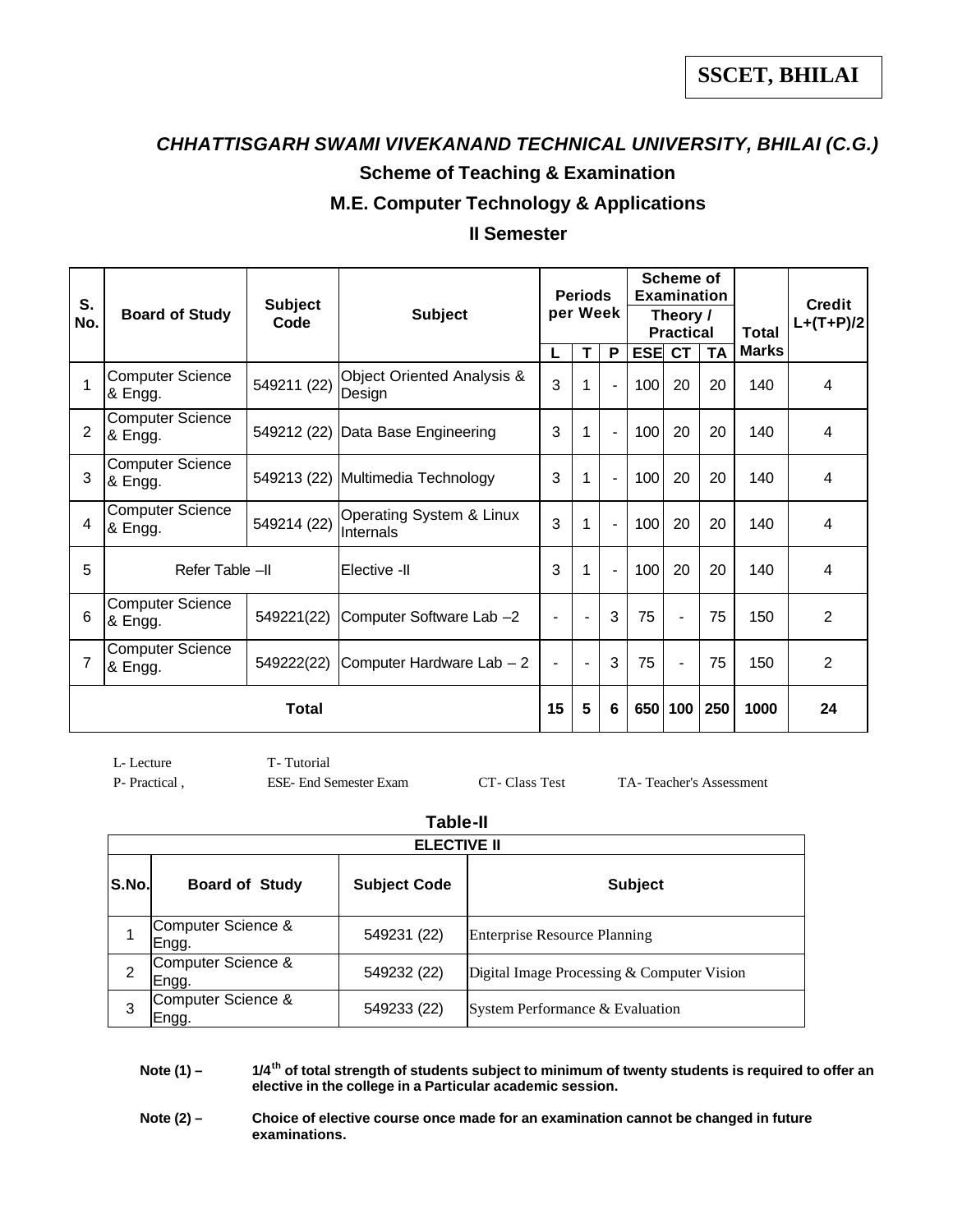**SSCET, BHILAI**

## *CHHATTISGARH SWAMI VIVEKANAND TECHNICAL UNIVERSITY, BHILAI (C.G.)*

### Scheme of Teaching & Examination

### M.E. Computer Technology & Applications

### II Semester

| S. No. | Board of Study | Subject Code | Subject | Periods per Week | | | Scheme of Examination | | | Total Marks | Credit L+(T+P)/2 |
|---|---|---|---|---|---|---|---|---|---|---|---|
| | | | | | | | Theory / Practical | | | | |
| | | | | L | T | P | ESE | CT | TA | | |
| 1 | Computer Science & Engg. | 549211 (22) | Object Oriented Analysis & Design | 3 | 1 | - | 100 | 20 | 20 | 140 | 4 |
| 2 | Computer Science & Engg. | 549212 (22) | Data Base Engineering | 3 | 1 | - | 100 | 20 | 20 | 140 | 4 |
| 3 | Computer Science & Engg. | 549213 (22) | Multimedia Technology | 3 | 1 | - | 100 | 20 | 20 | 140 | 4 |
| 4 | Computer Science & Engg. | 549214 (22) | Operating System & Linux Internals | 3 | 1 | - | 100 | 20 | 20 | 140 | 4 |
| 5 | Refer Table –II | | Elective -II | 3 | 1 | - | 100 | 20 | 20 | 140 | 4 |
| 6 | Computer Science & Engg. | 549221(22) | Computer Software Lab –2 | - | - | 3 | 75 | - | 75 | 150 | 2 |
| 7 | Computer Science & Engg. | 549222(22) | Computer Hardware Lab – 2 | - | - | 3 | 75 | - | 75 | 150 | 2 |
| **Total** | | | | **15** | **5** | **6** | **650** | **100** | **250** | **1000** | **24** |

L- Lecture T- Tutorial
P- Practical , ESE- End Semester Exam CT- Class Test TA- Teacher's Assessment

**Table-II**

| **ELECTIVE II** | | | |
|---|---|---|---|
| **S.No.** | **Board of Study** | **Subject Code** | **Subject** |
| 1 | Computer Science & Engg. | 549231 (22) | Enterprise Resource Planning |
| 2 | Computer Science & Engg. | 549232 (22) | Digital Image Processing & Computer Vision |
| 3 | Computer Science & Engg. | 549233 (22) | System Performance & Evaluation |

**Note (1) –** **1/4th of total strength of students subject to minimum of twenty students is required to offer an elective in the college in a Particular academic session.**

**Note (2) –** **Choice of elective course once made for an examination cannot be changed in future examinations.**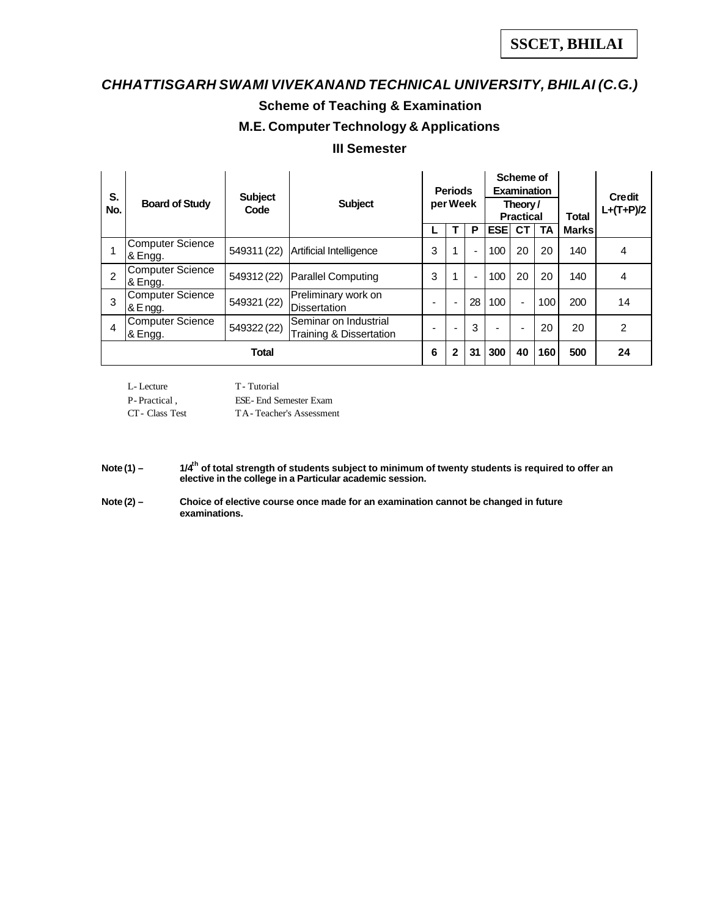**SSCET, BHILAI**

## *CHHATTISGARH SWAMI VIVEKANAND TECHNICAL UNIVERSITY, BHILAI (C.G.)*

### Scheme of Teaching & Examination

### M.E. Computer Technology & Applications

### III Semester

| S. No. | Board of Study | Subject Code | Subject | Periods per Week | | | Scheme of Examination Theory / Practical | | | Total Marks | Credit L+(T+P)/2 |
|---|---|---|---|---|---|---|---|---|---|---|---|
| | | | | L | T | P | ESE | CT | TA | | |
| 1 | Computer Science & Engg. | 549311 (22) | Artificial Intelligence | 3 | 1 | - | 100 | 20 | 20 | 140 | 4 |
| 2 | Computer Science & Engg. | 549312 (22) | Parallel Computing | 3 | 1 | - | 100 | 20 | 20 | 140 | 4 |
| 3 | Computer Science & Engg. | 549321 (22) | Preliminary work on Dissertation | - | - | 28 | 100 | - | 100 | 200 | 14 |
| 4 | Computer Science & Engg. | 549322 (22) | Seminar on Industrial Training & Dissertation | - | - | 3 | - | - | 20 | 20 | 2 |
| **Total** | | | | **6** | **2** | **31** | **300** | **40** | **160** | **500** | **24** |

L - Lecture  T - Tutorial
P - Practical ,  ESE - End Semester Exam
CT - Class Test  TA - Teacher's Assessment

**Note (1) –** **1/4th of total strength of students subject to minimum of twenty students is required to offer an elective in the college in a Particular academic session.**

**Note (2) –** **Choice of elective course once made for an examination cannot be changed in future examinations.**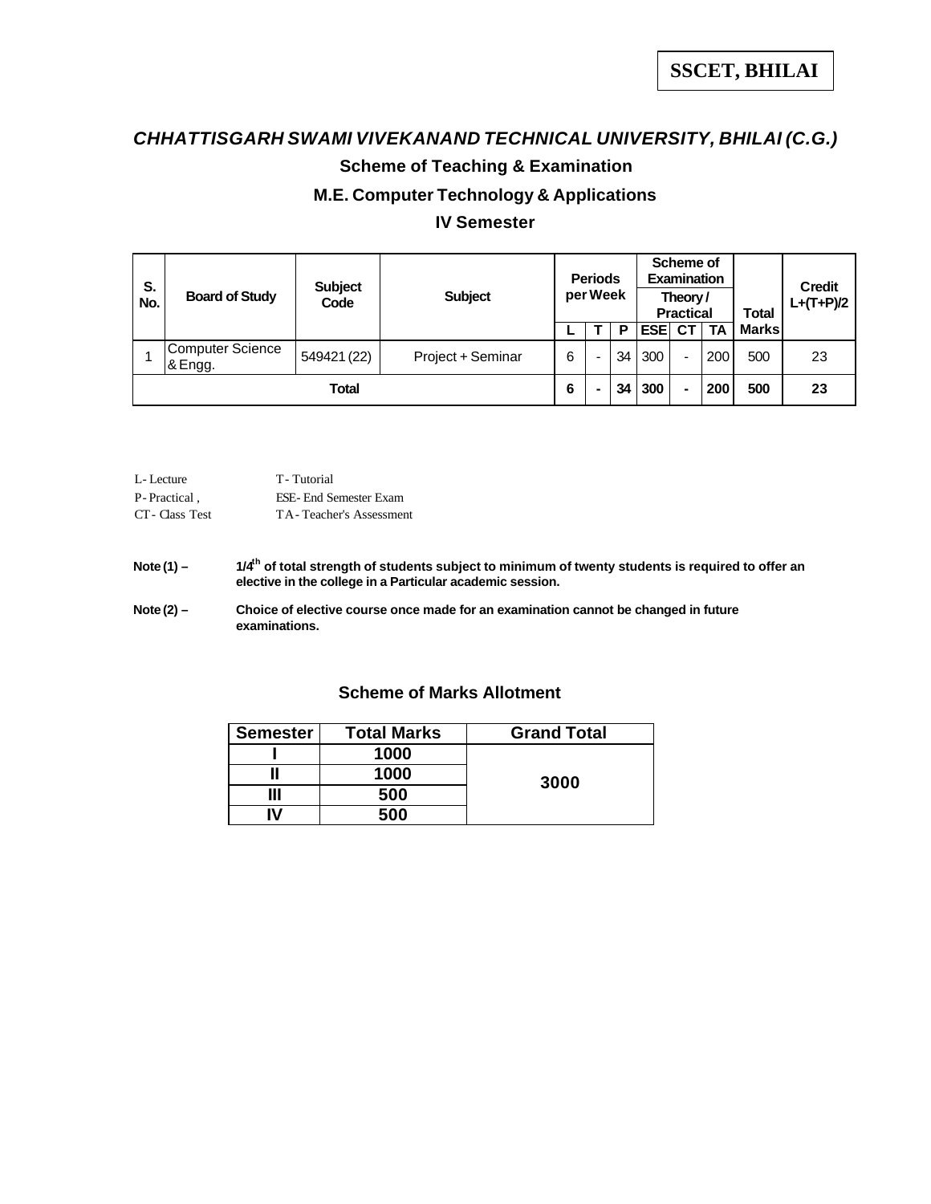**SSCET, BHILAI**

# *CHHATTISGARH SWAMI VIVEKANAND TECHNICAL UNIVERSITY, BHILAI (C.G.)*

## Scheme of Teaching & Examination

## M.E. Computer Technology & Applications

## IV Semester

| S. No. | Board of Study | Subject Code | Subject | Periods per Week | | | Scheme of Examination Theory / Practical | | | Total Marks | Credit L+(T+P)/2 |
|---|---|---|---|---|---|---|---|---|---|---|---|
| | | | | L | T | P | ESE | CT | TA | | |
| 1 | Computer Science & Engg. | 549421 (22) | Project + Seminar | 6 | - | 34 | 300 | - | 200 | 500 | 23 |
| **Total** | | | | **6** | **-** | **34** | **300** | **-** | **200** | **500** | **23** |

L - Lecture    T - Tutorial
P - Practical ,    ESE - End Semester Exam
CT - Class Test    TA - Teacher's Assessment

**Note (1) –** **1/4th of total strength of students subject to minimum of twenty students is required to offer an elective in the college in a Particular academic session.**

**Note (2) –** **Choice of elective course once made for an examination cannot be changed in future examinations.**

### Scheme of Marks Allotment

| Semester | Total Marks | Grand Total |
|---|---|---|
| I | 1000 | 3000 |
| II | 1000 | |
| III | 500 | |
| IV | 500 | |